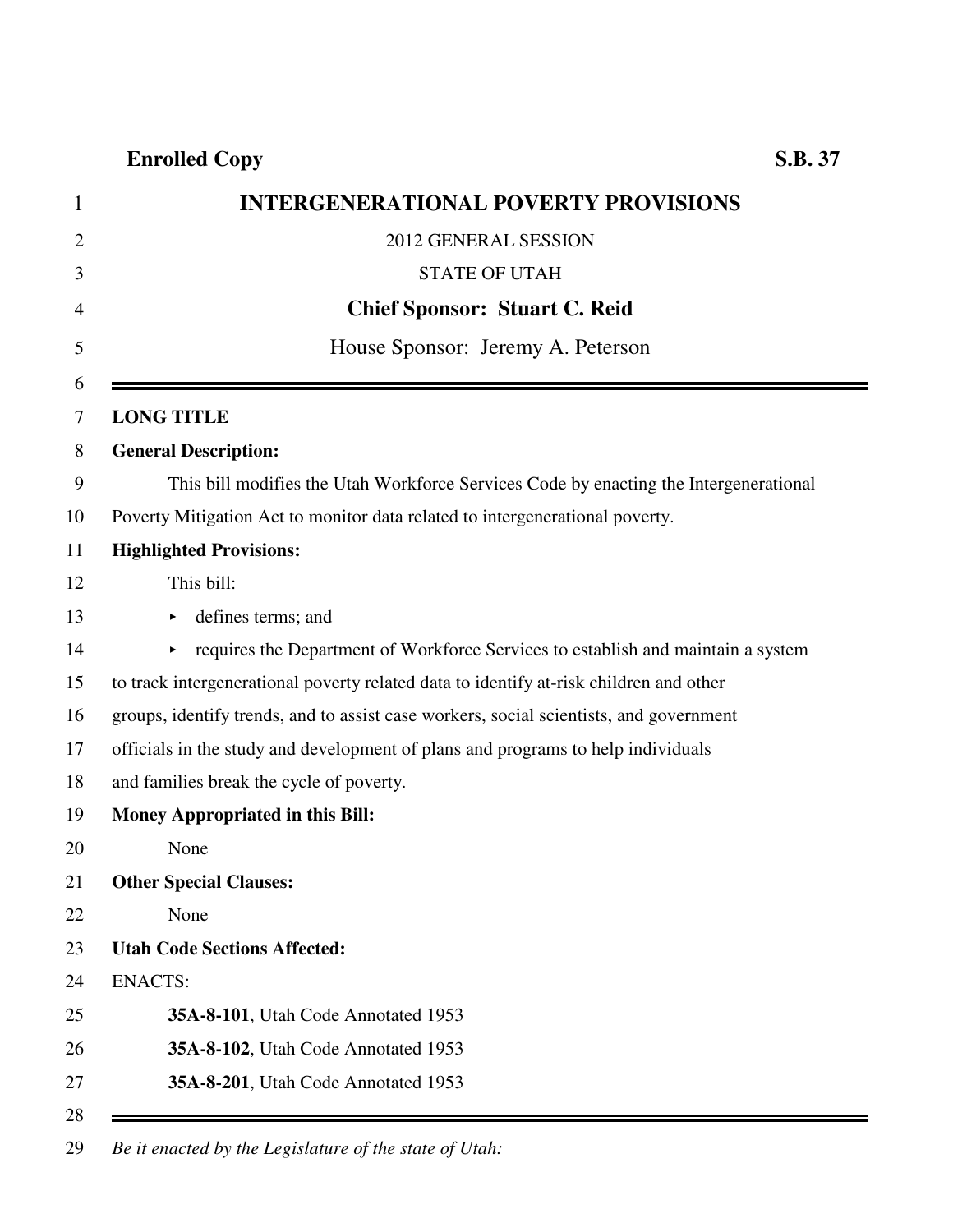**Enrolled Copy** **S.B. 37**

# INTERGENERATIONAL POVERTY PROVISIONS

2012 GENERAL SESSION

STATE OF UTAH

**Chief Sponsor: Stuart C. Reid**

House Sponsor: Jeremy A. Peterson

---

**LONG TITLE**

**General Description:**

This bill modifies the Utah Workforce Services Code by enacting the Intergenerational Poverty Mitigation Act to monitor data related to intergenerational poverty.

**Highlighted Provisions:**

This bill:

- defines terms; and
- requires the Department of Workforce Services to establish and maintain a system to track intergenerational poverty related data to identify at-risk children and other groups, identify trends, and to assist case workers, social scientists, and government officials in the study and development of plans and programs to help individuals and families break the cycle of poverty.

**Money Appropriated in this Bill:**

None

**Other Special Clauses:**

None

**Utah Code Sections Affected:**

ENACTS:

**35A-8-101**, Utah Code Annotated 1953

**35A-8-102**, Utah Code Annotated 1953

**35A-8-201**, Utah Code Annotated 1953

---

*Be it enacted by the Legislature of the state of Utah:*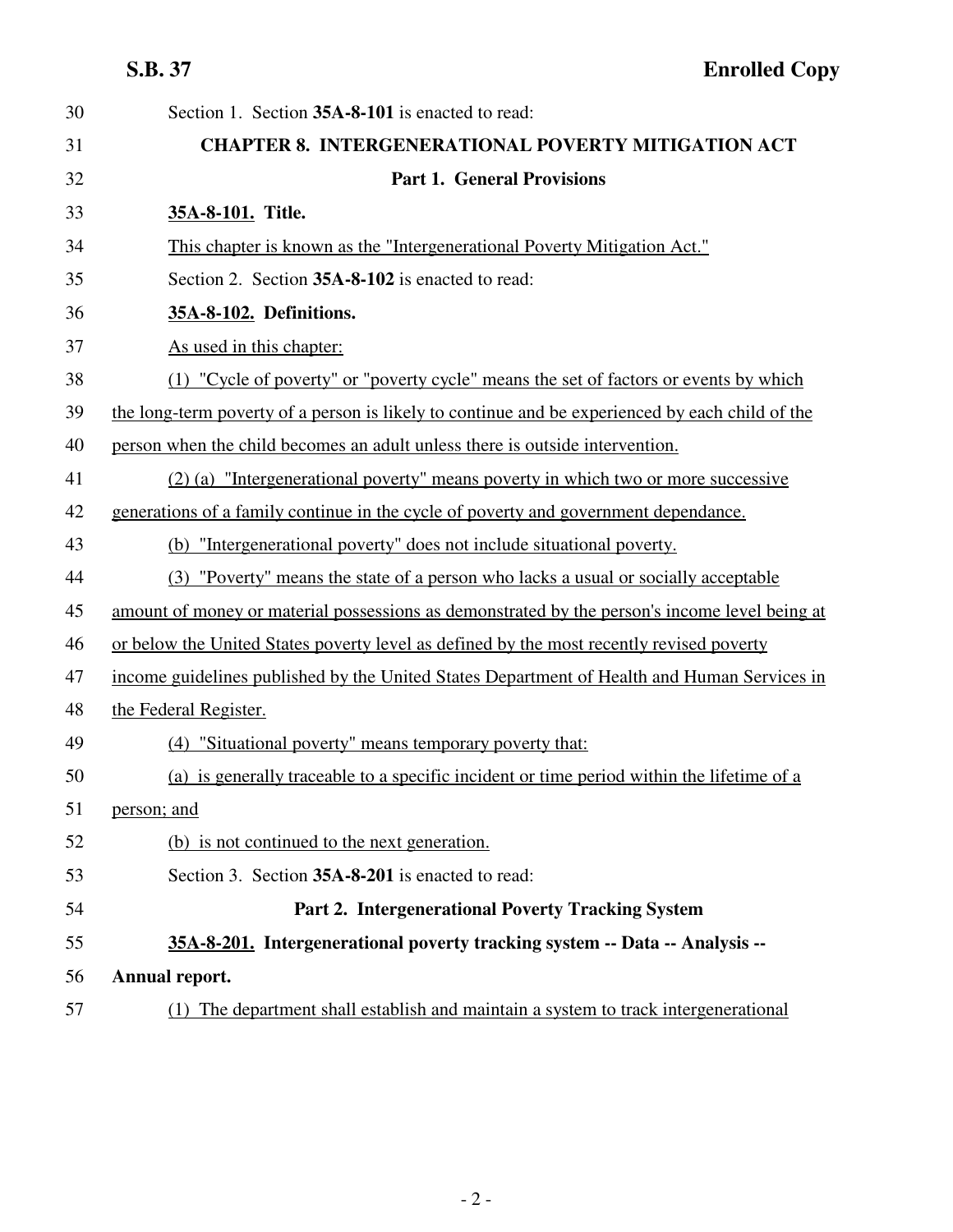Section 1. Section **35A-8-101** is enacted to read:

**CHAPTER 8. INTERGENERATIONAL POVERTY MITIGATION ACT**

**Part 1. General Provisions**

**35A-8-101. Title.**

This chapter is known as the "Intergenerational Poverty Mitigation Act."

Section 2. Section **35A-8-102** is enacted to read:

**35A-8-102. Definitions.**

As used in this chapter:

(1) "Cycle of poverty" or "poverty cycle" means the set of factors or events by which the long-term poverty of a person is likely to continue and be experienced by each child of the person when the child becomes an adult unless there is outside intervention.

(2) (a) "Intergenerational poverty" means poverty in which two or more successive generations of a family continue in the cycle of poverty and government dependance.

(b) "Intergenerational poverty" does not include situational poverty.

(3) "Poverty" means the state of a person who lacks a usual or socially acceptable amount of money or material possessions as demonstrated by the person's income level being at or below the United States poverty level as defined by the most recently revised poverty income guidelines published by the United States Department of Health and Human Services in the Federal Register.

(4) "Situational poverty" means temporary poverty that:

(a) is generally traceable to a specific incident or time period within the lifetime of a person; and

(b) is not continued to the next generation.

Section 3. Section **35A-8-201** is enacted to read:

**Part 2. Intergenerational Poverty Tracking System**

**35A-8-201. Intergenerational poverty tracking system -- Data -- Analysis -- Annual report.**

(1) The department shall establish and maintain a system to track intergenerational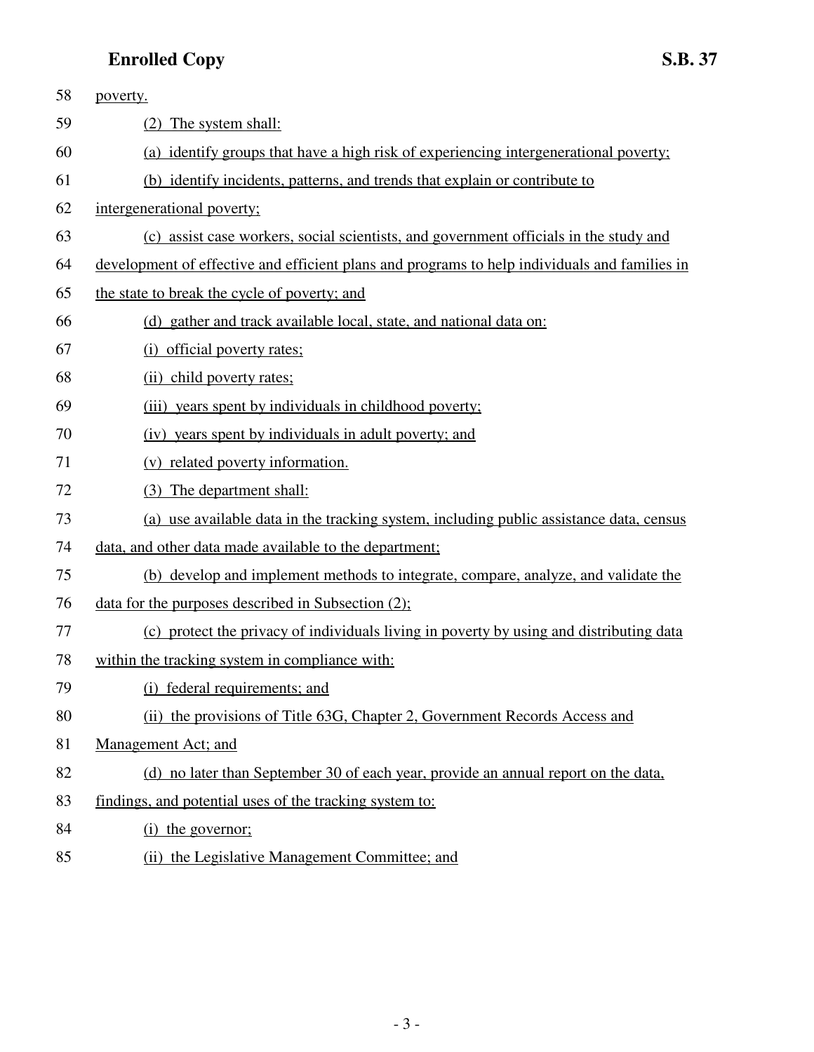poverty.

(2) The system shall:

(a) identify groups that have a high risk of experiencing intergenerational poverty;

(b) identify incidents, patterns, and trends that explain or contribute to intergenerational poverty;

(c) assist case workers, social scientists, and government officials in the study and development of effective and efficient plans and programs to help individuals and families in the state to break the cycle of poverty; and

(d) gather and track available local, state, and national data on:

(i) official poverty rates;

(ii) child poverty rates;

(iii) years spent by individuals in childhood poverty;

(iv) years spent by individuals in adult poverty; and

(v) related poverty information.

(3) The department shall:

(a) use available data in the tracking system, including public assistance data, census data, and other data made available to the department;

(b) develop and implement methods to integrate, compare, analyze, and validate the data for the purposes described in Subsection (2);

(c) protect the privacy of individuals living in poverty by using and distributing data within the tracking system in compliance with:

(i) federal requirements; and

(ii) the provisions of Title 63G, Chapter 2, Government Records Access and Management Act; and

(d) no later than September 30 of each year, provide an annual report on the data, findings, and potential uses of the tracking system to:

(i) the governor;

(ii) the Legislative Management Committee; and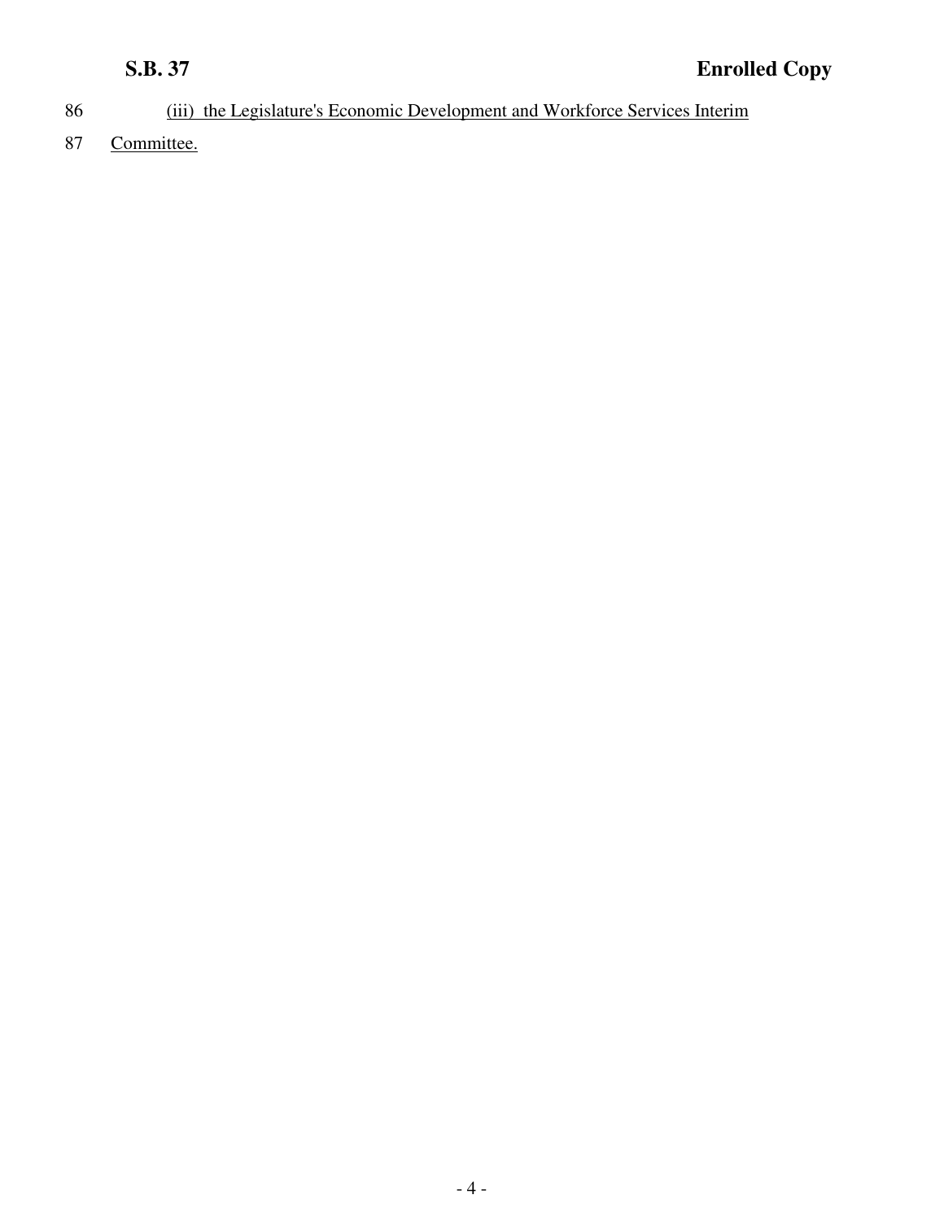86 (iii) the Legislature's Economic Development and Workforce Services Interim

87 Committee.